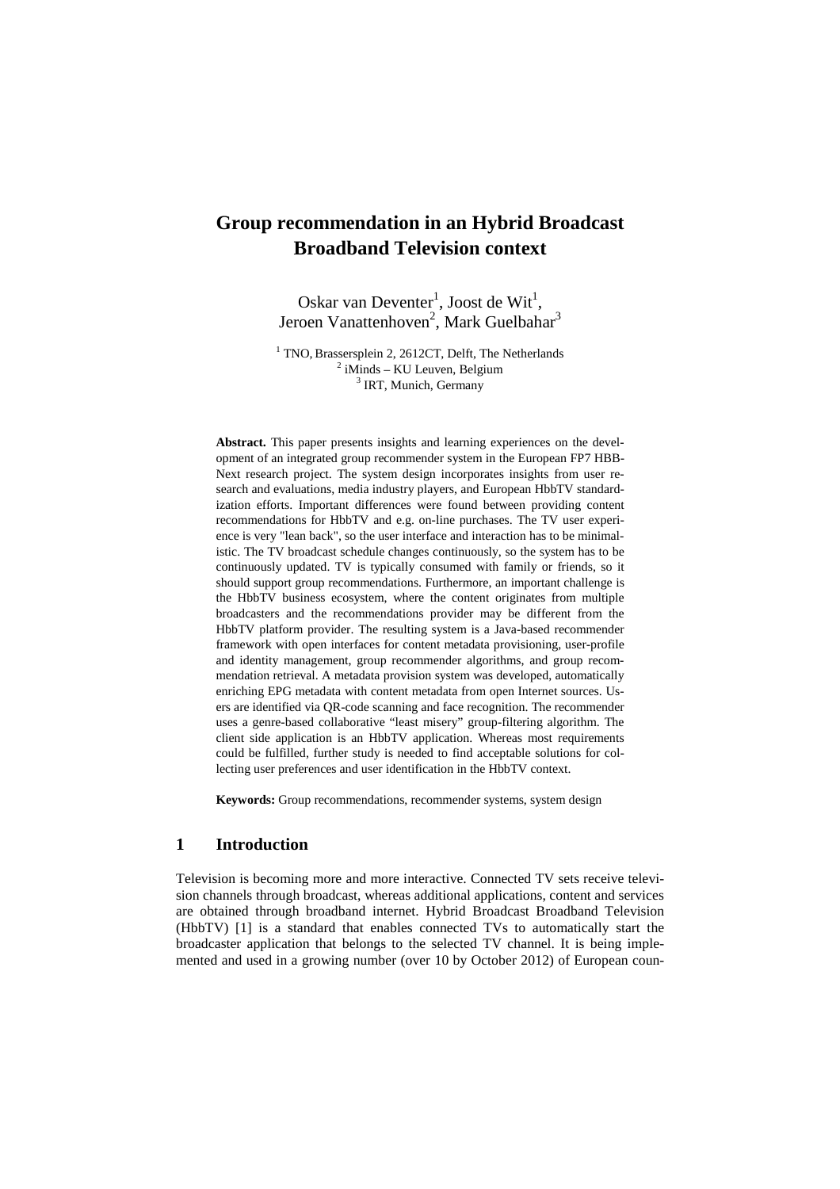# Group recommendation in an Hybrid Broadcast Broadband Television context

Oskar van Deventer[1], Joost de Wit[1], Jeroen Vanattenhoven[2], Mark Guelbahar[3]

[1] TNO, Brassersplein 2, 2612CT, Delft, The Netherlands
[2] iMinds – KU Leuven, Belgium
[3] IRT, Munich, Germany

**Abstract.** This paper presents insights and learning experiences on the development of an integrated group recommender system in the European FP7 HBB-Next research project. The system design incorporates insights from user research and evaluations, media industry players, and European HbbTV standardization efforts. Important differences were found between providing content recommendations for HbbTV and e.g. on-line purchases. The TV user experience is very "lean back", so the user interface and interaction has to be minimalistic. The TV broadcast schedule changes continuously, so the system has to be continuously updated. TV is typically consumed with family or friends, so it should support group recommendations. Furthermore, an important challenge is the HbbTV business ecosystem, where the content originates from multiple broadcasters and the recommendations provider may be different from the HbbTV platform provider. The resulting system is a Java-based recommender framework with open interfaces for content metadata provisioning, user-profile and identity management, group recommender algorithms, and group recommendation retrieval. A metadata provision system was developed, automatically enriching EPG metadata with content metadata from open Internet sources. Users are identified via QR-code scanning and face recognition. The recommender uses a genre-based collaborative "least misery" group-filtering algorithm. The client side application is an HbbTV application. Whereas most requirements could be fulfilled, further study is needed to find acceptable solutions for collecting user preferences and user identification in the HbbTV context.

**Keywords:** Group recommendations, recommender systems, system design

## 1 Introduction

Television is becoming more and more interactive. Connected TV sets receive television channels through broadcast, whereas additional applications, content and services are obtained through broadband internet. Hybrid Broadcast Broadband Television (HbbTV) [1] is a standard that enables connected TVs to automatically start the broadcaster application that belongs to the selected TV channel. It is being implemented and used in a growing number (over 10 by October 2012) of European coun-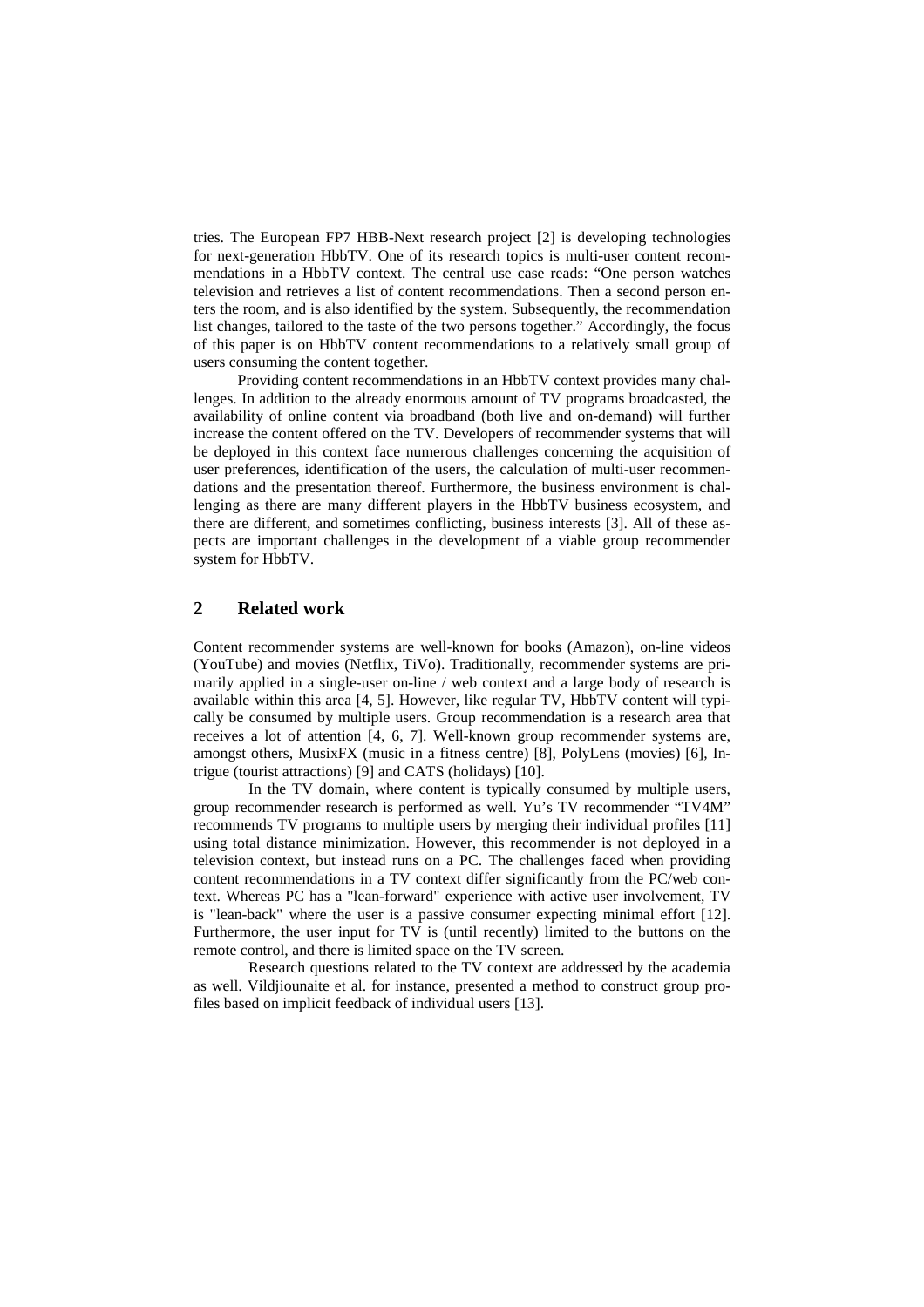tries. The European FP7 HBB-Next research project [2] is developing technologies for next-generation HbbTV. One of its research topics is multi-user content recommendations in a HbbTV context. The central use case reads: "One person watches television and retrieves a list of content recommendations. Then a second person enters the room, and is also identified by the system. Subsequently, the recommendation list changes, tailored to the taste of the two persons together." Accordingly, the focus of this paper is on HbbTV content recommendations to a relatively small group of users consuming the content together.

Providing content recommendations in an HbbTV context provides many challenges. In addition to the already enormous amount of TV programs broadcasted, the availability of online content via broadband (both live and on-demand) will further increase the content offered on the TV. Developers of recommender systems that will be deployed in this context face numerous challenges concerning the acquisition of user preferences, identification of the users, the calculation of multi-user recommendations and the presentation thereof. Furthermore, the business environment is challenging as there are many different players in the HbbTV business ecosystem, and there are different, and sometimes conflicting, business interests [3]. All of these aspects are important challenges in the development of a viable group recommender system for HbbTV.

## 2 Related work

Content recommender systems are well-known for books (Amazon), on-line videos (YouTube) and movies (Netflix, TiVo). Traditionally, recommender systems are primarily applied in a single-user on-line / web context and a large body of research is available within this area [4, 5]. However, like regular TV, HbbTV content will typically be consumed by multiple users. Group recommendation is a research area that receives a lot of attention [4, 6, 7]. Well-known group recommender systems are, amongst others, MusixFX (music in a fitness centre) [8], PolyLens (movies) [6], Intrigue (tourist attractions) [9] and CATS (holidays) [10].

In the TV domain, where content is typically consumed by multiple users, group recommender research is performed as well. Yu's TV recommender "TV4M" recommends TV programs to multiple users by merging their individual profiles [11] using total distance minimization. However, this recommender is not deployed in a television context, but instead runs on a PC. The challenges faced when providing content recommendations in a TV context differ significantly from the PC/web context. Whereas PC has a "lean-forward" experience with active user involvement, TV is "lean-back" where the user is a passive consumer expecting minimal effort [12]. Furthermore, the user input for TV is (until recently) limited to the buttons on the remote control, and there is limited space on the TV screen.

Research questions related to the TV context are addressed by the academia as well. Vildjiounaite et al. for instance, presented a method to construct group profiles based on implicit feedback of individual users [13].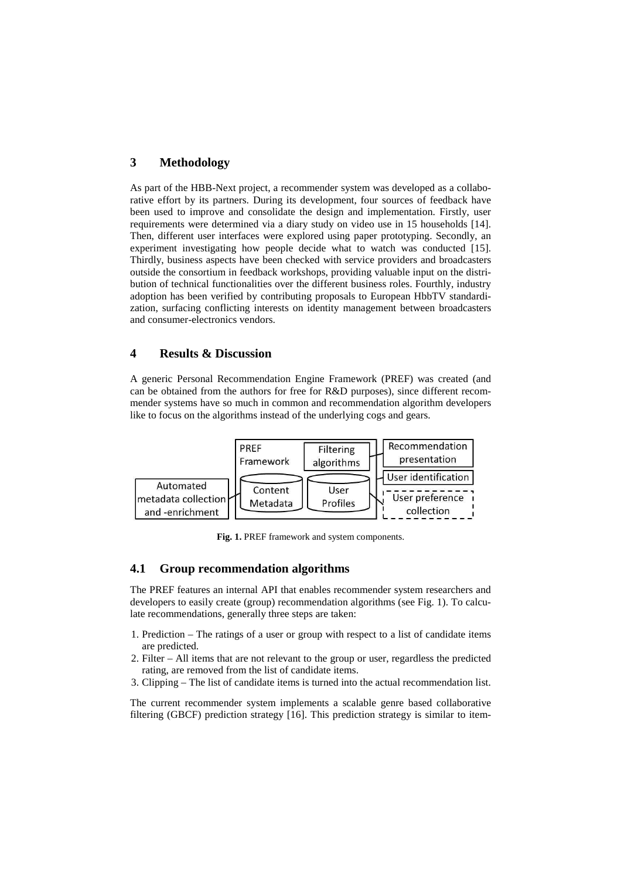## 3 Methodology

As part of the HBB-Next project, a recommender system was developed as a collaborative effort by its partners. During its development, four sources of feedback have been used to improve and consolidate the design and implementation. Firstly, user requirements were determined via a diary study on video use in 15 households [14]. Then, different user interfaces were explored using paper prototyping. Secondly, an experiment investigating how people decide what to watch was conducted [15]. Thirdly, business aspects have been checked with service providers and broadcasters outside the consortium in feedback workshops, providing valuable input on the distribution of technical functionalities over the different business roles. Fourthly, industry adoption has been verified by contributing proposals to European HbbTV standardization, surfacing conflicting interests on identity management between broadcasters and consumer-electronics vendors.

## 4 Results & Discussion

A generic Personal Recommendation Engine Framework (PREF) was created (and can be obtained from the authors for free for R&D purposes), since different recommender systems have so much in common and recommendation algorithm developers like to focus on the algorithms instead of the underlying cogs and gears.

PREF Framework | Filtering algorithms | Recommendation presentation | User identification | Automated metadata collection and -enrichment | Content Metadata | User Profiles | User preference collection

**Fig. 1.** PREF framework and system components.

### 4.1 Group recommendation algorithms

The PREF features an internal API that enables recommender system researchers and developers to easily create (group) recommendation algorithms (see Fig. 1). To calculate recommendations, generally three steps are taken:

1. Prediction – The ratings of a user or group with respect to a list of candidate items are predicted.
2. Filter – All items that are not relevant to the group or user, regardless the predicted rating, are removed from the list of candidate items.
3. Clipping – The list of candidate items is turned into the actual recommendation list.

The current recommender system implements a scalable genre based collaborative filtering (GBCF) prediction strategy [16]. This prediction strategy is similar to item-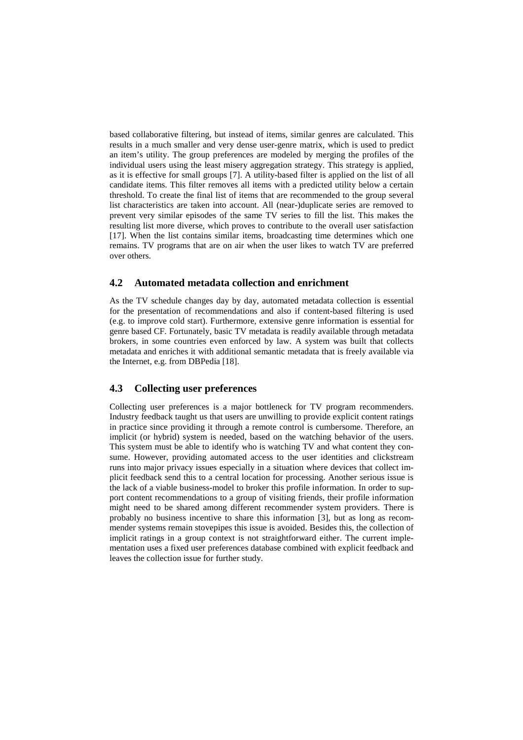based collaborative filtering, but instead of items, similar genres are calculated. This results in a much smaller and very dense user-genre matrix, which is used to predict an item's utility. The group preferences are modeled by merging the profiles of the individual users using the least misery aggregation strategy. This strategy is applied, as it is effective for small groups [7]. A utility-based filter is applied on the list of all candidate items. This filter removes all items with a predicted utility below a certain threshold. To create the final list of items that are recommended to the group several list characteristics are taken into account. All (near-)duplicate series are removed to prevent very similar episodes of the same TV series to fill the list. This makes the resulting list more diverse, which proves to contribute to the overall user satisfaction [17]. When the list contains similar items, broadcasting time determines which one remains. TV programs that are on air when the user likes to watch TV are preferred over others.

## 4.2 Automated metadata collection and enrichment

As the TV schedule changes day by day, automated metadata collection is essential for the presentation of recommendations and also if content-based filtering is used (e.g. to improve cold start). Furthermore, extensive genre information is essential for genre based CF. Fortunately, basic TV metadata is readily available through metadata brokers, in some countries even enforced by law. A system was built that collects metadata and enriches it with additional semantic metadata that is freely available via the Internet, e.g. from DBPedia [18].

## 4.3 Collecting user preferences

Collecting user preferences is a major bottleneck for TV program recommenders. Industry feedback taught us that users are unwilling to provide explicit content ratings in practice since providing it through a remote control is cumbersome. Therefore, an implicit (or hybrid) system is needed, based on the watching behavior of the users. This system must be able to identify who is watching TV and what content they consume. However, providing automated access to the user identities and clickstream runs into major privacy issues especially in a situation where devices that collect implicit feedback send this to a central location for processing. Another serious issue is the lack of a viable business-model to broker this profile information. In order to support content recommendations to a group of visiting friends, their profile information might need to be shared among different recommender system providers. There is probably no business incentive to share this information [3], but as long as recommender systems remain stovepipes this issue is avoided. Besides this, the collection of implicit ratings in a group context is not straightforward either. The current implementation uses a fixed user preferences database combined with explicit feedback and leaves the collection issue for further study.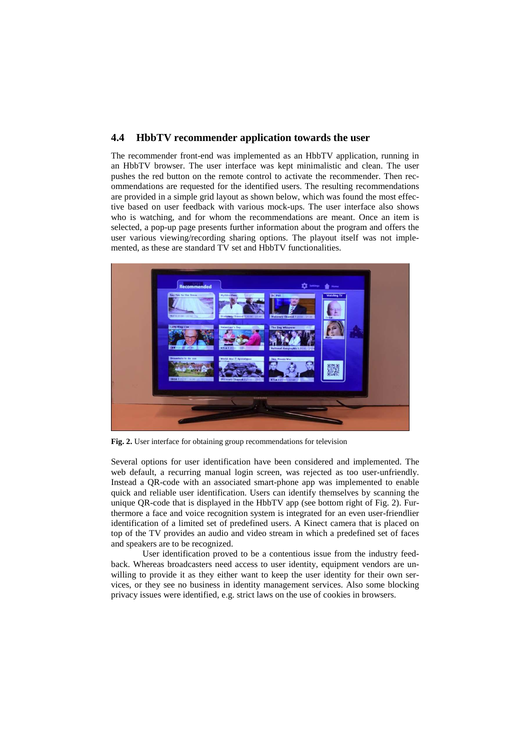### 4.4 HbbTV recommender application towards the user

The recommender front-end was implemented as an HbbTV application, running in an HbbTV browser. The user interface was kept minimalistic and clean. The user pushes the red button on the remote control to activate the recommender. Then recommendations are requested for the identified users. The resulting recommendations are provided in a simple grid layout as shown below, which was found the most effective based on user feedback with various mock-ups. The user interface also shows who is watching, and for whom the recommendations are meant. Once an item is selected, a pop-up page presents further information about the program and offers the user various viewing/recording sharing options. The playout itself was not implemented, as these are standard TV set and HbbTV functionalities.

**Fig. 2.** User interface for obtaining group recommendations for television

Several options for user identification have been considered and implemented. The web default, a recurring manual login screen, was rejected as too user-unfriendly. Instead a QR-code with an associated smart-phone app was implemented to enable quick and reliable user identification. Users can identify themselves by scanning the unique QR-code that is displayed in the HbbTV app (see bottom right of Fig. 2). Furthermore a face and voice recognition system is integrated for an even user-friendlier identification of a limited set of predefined users. A Kinect camera that is placed on top of the TV provides an audio and video stream in which a predefined set of faces and speakers are to be recognized.

User identification proved to be a contentious issue from the industry feedback. Whereas broadcasters need access to user identity, equipment vendors are unwilling to provide it as they either want to keep the user identity for their own services, or they see no business in identity management services. Also some blocking privacy issues were identified, e.g. strict laws on the use of cookies in browsers.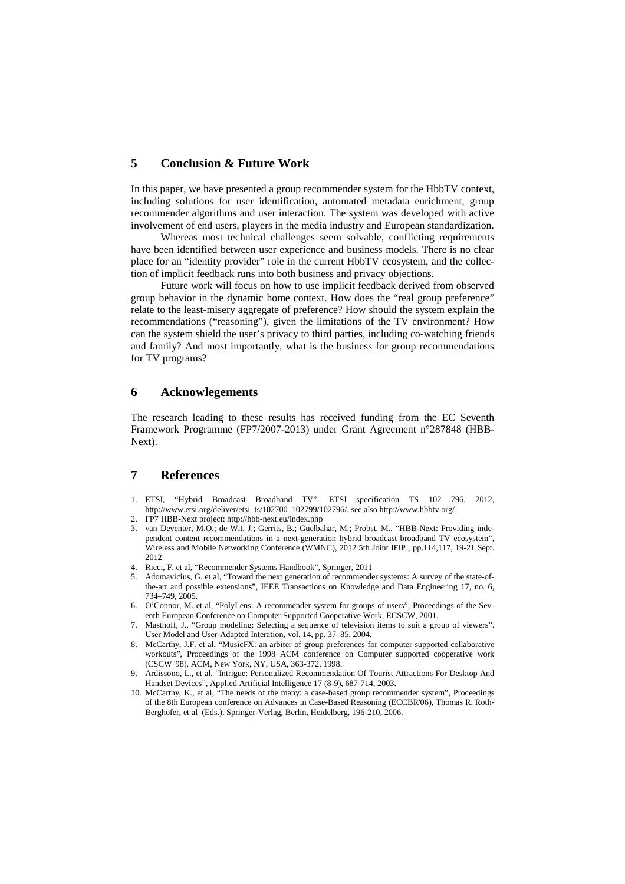## 5 Conclusion & Future Work

In this paper, we have presented a group recommender system for the HbbTV context, including solutions for user identification, automated metadata enrichment, group recommender algorithms and user interaction. The system was developed with active involvement of end users, players in the media industry and European standardization.

Whereas most technical challenges seem solvable, conflicting requirements have been identified between user experience and business models. There is no clear place for an "identity provider" role in the current HbbTV ecosystem, and the collection of implicit feedback runs into both business and privacy objections.

Future work will focus on how to use implicit feedback derived from observed group behavior in the dynamic home context. How does the "real group preference" relate to the least-misery aggregate of preference? How should the system explain the recommendations ("reasoning"), given the limitations of the TV environment? How can the system shield the user's privacy to third parties, including co-watching friends and family? And most importantly, what is the business for group recommendations for TV programs?

## 6 Acknowlegements

The research leading to these results has received funding from the EC Seventh Framework Programme (FP7/2007-2013) under Grant Agreement n°287848 (HBB-Next).

## 7 References

1. ETSI, "Hybrid Broadcast Broadband TV", ETSI specification TS 102 796, 2012, http://www.etsi.org/deliver/etsi_ts/102700_102799/102796/, see also http://www.hbbtv.org/
2. FP7 HBB-Next project: http://hbb-next.eu/index.php
3. van Deventer, M.O.; de Wit, J.; Gerrits, B.; Guelbahar, M.; Probst, M., "HBB-Next: Providing independent content recommendations in a next-generation hybrid broadcast broadband TV ecosystem", Wireless and Mobile Networking Conference (WMNC), 2012 5th Joint IFIP , pp.114,117, 19-21 Sept. 2012
4. Ricci, F. et al, "Recommender Systems Handbook", Springer, 2011
5. Adomavicius, G. et al, "Toward the next generation of recommender systems: A survey of the state-of-the-art and possible extensions", IEEE Transactions on Knowledge and Data Engineering 17, no. 6, 734–749, 2005.
6. O'Connor, M. et al, "PolyLens: A recommender system for groups of users", Proceedings of the Seventh European Conference on Computer Supported Cooperative Work, ECSCW, 2001.
7. Masthoff, J., "Group modeling: Selecting a sequence of television items to suit a group of viewers". User Model and User-Adapted Interation, vol. 14, pp. 37–85, 2004.
8. McCarthy, J.F. et al, "MusicFX: an arbiter of group preferences for computer supported collaborative workouts", Proceedings of the 1998 ACM conference on Computer supported cooperative work (CSCW '98). ACM, New York, NY, USA, 363-372, 1998.
9. Ardissono, L., et al, "Intrigue: Personalized Recommendation Of Tourist Attractions For Desktop And Handset Devices", Applied Artificial Intelligence 17 (8-9), 687-714, 2003.
10. McCarthy, K., et al, "The needs of the many: a case-based group recommender system", Proceedings of the 8th European conference on Advances in Case-Based Reasoning (ECCBR'06), Thomas R. Roth-Berghofer, et al (Eds.). Springer-Verlag, Berlin, Heidelberg, 196-210, 2006.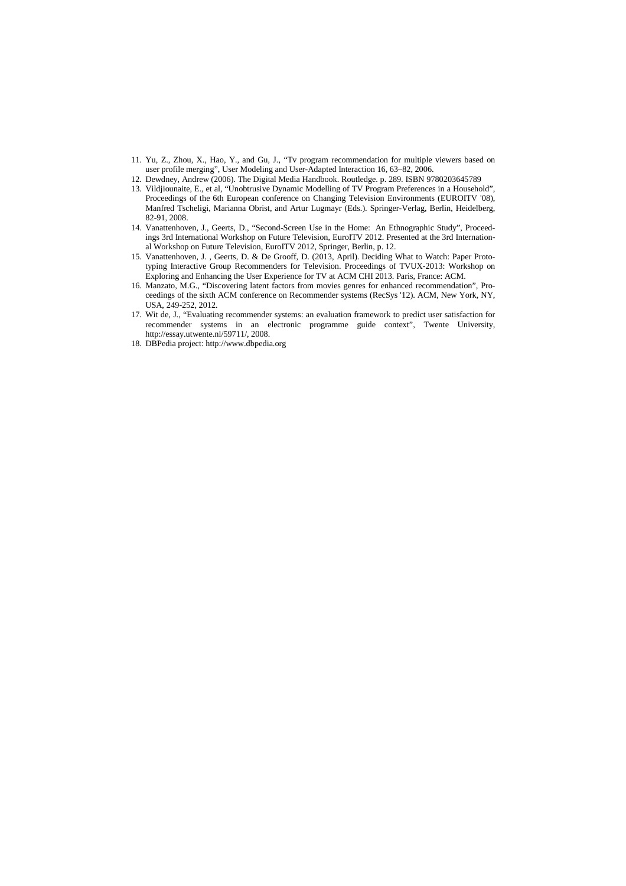11. Yu, Z., Zhou, X., Hao, Y., and Gu, J., "Tv program recommendation for multiple viewers based on user profile merging", User Modeling and User-Adapted Interaction 16, 63–82, 2006.
12. Dewdney, Andrew (2006). The Digital Media Handbook. Routledge. p. 289. ISBN 9780203645789
13. Vildjiounaite, E., et al, "Unobtrusive Dynamic Modelling of TV Program Preferences in a Household", Proceedings of the 6th European conference on Changing Television Environments (EUROITV '08), Manfred Tscheligi, Marianna Obrist, and Artur Lugmayr (Eds.). Springer-Verlag, Berlin, Heidelberg, 82-91, 2008.
14. Vanattenhoven, J., Geerts, D., "Second-Screen Use in the Home: An Ethnographic Study", Proceedings 3rd International Workshop on Future Television, EuroITV 2012. Presented at the 3rd International Workshop on Future Television, EuroITV 2012, Springer, Berlin, p. 12.
15. Vanattenhoven, J. , Geerts, D. & De Grooff, D. (2013, April). Deciding What to Watch: Paper Prototyping Interactive Group Recommenders for Television. Proceedings of TVUX-2013: Workshop on Exploring and Enhancing the User Experience for TV at ACM CHI 2013. Paris, France: ACM.
16. Manzato, M.G., "Discovering latent factors from movies genres for enhanced recommendation", Proceedings of the sixth ACM conference on Recommender systems (RecSys '12). ACM, New York, NY, USA, 249-252, 2012.
17. Wit de, J., "Evaluating recommender systems: an evaluation framework to predict user satisfaction for recommender systems in an electronic programme guide context", Twente University, http://essay.utwente.nl/59711/, 2008.
18. DBPedia project: http://www.dbpedia.org